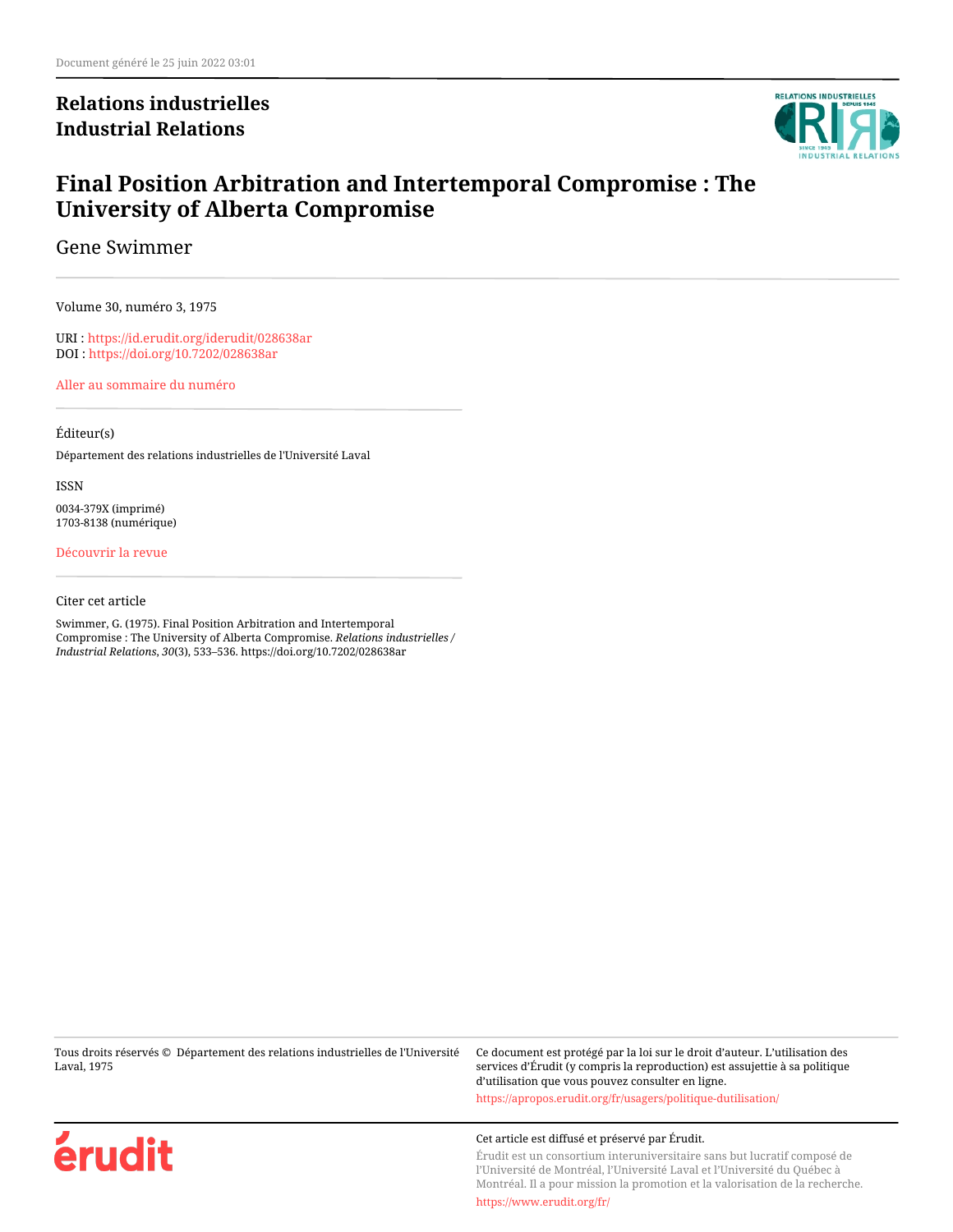Document généré le 25 juin 2022 03:01

**Relations industrielles**
**Industrial Relations**

# Final Position Arbitration and Intertemporal Compromise : The University of Alberta Compromise

Gene Swimmer

Volume 30, numéro 3, 1975

URI : https://id.erudit.org/iderudit/028638ar
DOI : https://doi.org/10.7202/028638ar

Aller au sommaire du numéro

Éditeur(s)

Département des relations industrielles de l'Université Laval

ISSN

0034-379X (imprimé)
1703-8138 (numérique)

Découvrir la revue

Citer cet article

Swimmer, G. (1975). Final Position Arbitration and Intertemporal Compromise : The University of Alberta Compromise. *Relations industrielles / Industrial Relations*, *30*(3), 533–536. https://doi.org/10.7202/028638ar

Tous droits réservés © Département des relations industrielles de l'Université Laval, 1975

Ce document est protégé par la loi sur le droit d'auteur. L'utilisation des services d'Érudit (y compris la reproduction) est assujettie à sa politique d'utilisation que vous pouvez consulter en ligne.

https://apropos.erudit.org/fr/usagers/politique-dutilisation/

Cet article est diffusé et préservé par Érudit.

Érudit est un consortium interuniversitaire sans but lucratif composé de l'Université de Montréal, l'Université Laval et l'Université du Québec à Montréal. Il a pour mission la promotion et la valorisation de la recherche.

https://www.erudit.org/fr/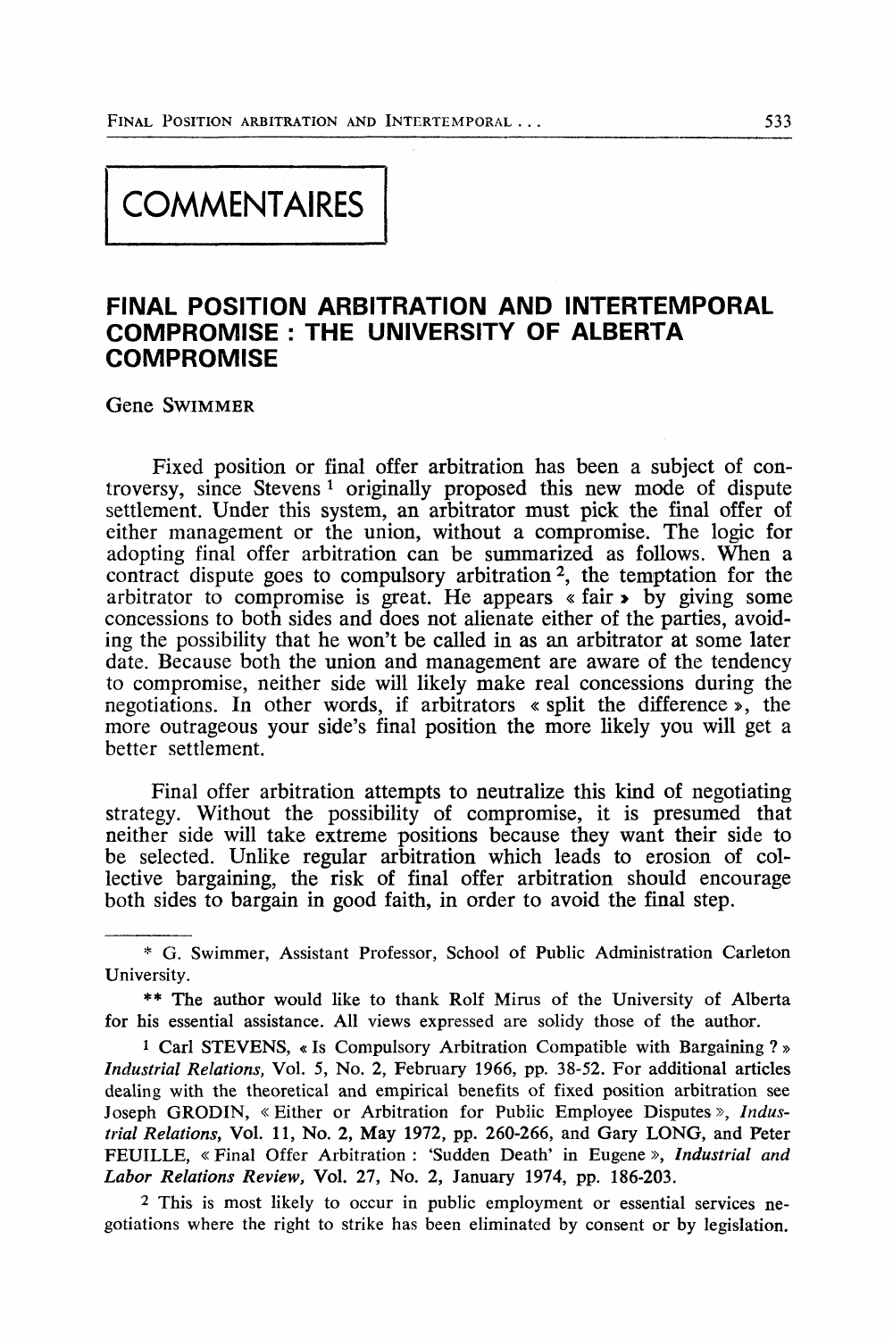# COMMENTAIRES

## FINAL POSITION ARBITRATION AND INTERTEMPORAL COMPROMISE : THE UNIVERSITY OF ALBERTA COMPROMISE

Gene SWIMMER

Fixed position or final offer arbitration has been a subject of controversy, since Stevens [1] originally proposed this new mode of dispute settlement. Under this system, an arbitrator must pick the final offer of either management or the union, without a compromise. The logic for adopting final offer arbitration can be summarized as follows. When a contract dispute goes to compulsory arbitration [2], the temptation for the arbitrator to compromise is great. He appears « fair » by giving some concessions to both sides and does not alienate either of the parties, avoiding the possibility that he won't be called in as an arbitrator at some later date. Because both the union and management are aware of the tendency to compromise, neither side will likely make real concessions during the negotiations. In other words, if arbitrators « split the difference », the more outrageous your side's final position the more likely you will get a better settlement.

Final offer arbitration attempts to neutralize this kind of negotiating strategy. Without the possibility of compromise, it is presumed that neither side will take extreme positions because they want their side to be selected. Unlike regular arbitration which leads to erosion of collective bargaining, the risk of final offer arbitration should encourage both sides to bargain in good faith, in order to avoid the final step.

---

\* G. Swimmer, Assistant Professor, School of Public Administration Carleton University.

\*\* The author would like to thank Rolf Mirus of the University of Alberta for his essential assistance. All views expressed are solidy those of the author.

[1] Carl STEVENS, « Is Compulsory Arbitration Compatible with Bargaining ? » *Industrial Relations*, Vol. 5, No. 2, February 1966, pp. 38-52. For additional articles dealing with the theoretical and empirical benefits of fixed position arbitration see Joseph GRODIN, « Either or Arbitration for Public Employee Disputes », *Industrial Relations*, Vol. 11, No. 2, May 1972, pp. 260-266, and Gary LONG, and Peter FEUILLE, « Final Offer Arbitration : 'Sudden Death' in Eugene », *Industrial and Labor Relations Review*, Vol. 27, No. 2, January 1974, pp. 186-203.

[2] This is most likely to occur in public employment or essential services negotiations where the right to strike has been eliminated by consent or by legislation.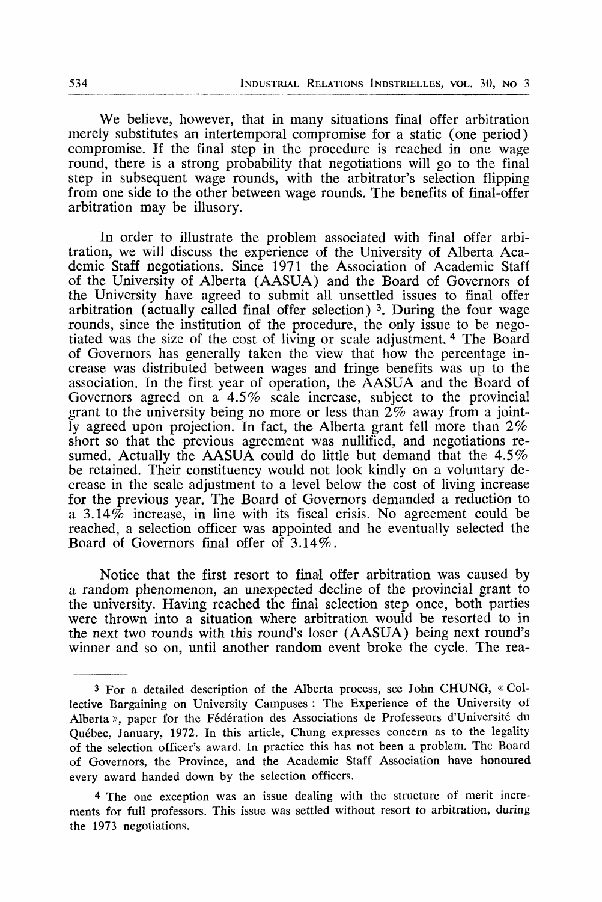We believe, however, that in many situations final offer arbitration merely substitutes an intertemporal compromise for a static (one period) compromise. If the final step in the procedure is reached in one wage round, there is a strong probability that negotiations will go to the final step in subsequent wage rounds, with the arbitrator's selection flipping from one side to the other between wage rounds. The benefits of final-offer arbitration may be illusory.

In order to illustrate the problem associated with final offer arbitration, we will discuss the experience of the University of Alberta Academic Staff negotiations. Since 1971 the Association of Academic Staff of the University of Alberta (AASUA) and the Board of Governors of the University have agreed to submit all unsettled issues to final offer arbitration (actually called final offer selection) [3]. During the four wage rounds, since the institution of the procedure, the only issue to be negotiated was the size of the cost of living or scale adjustment. [4] The Board of Governors has generally taken the view that how the percentage increase was distributed between wages and fringe benefits was up to the association. In the first year of operation, the AASUA and the Board of Governors agreed on a 4.5% scale increase, subject to the provincial grant to the university being no more or less than 2% away from a jointly agreed upon projection. In fact, the Alberta grant fell more than 2% short so that the previous agreement was nullified, and negotiations resumed. Actually the AASUA could do little but demand that the 4.5% be retained. Their constituency would not look kindly on a voluntary decrease in the scale adjustment to a level below the cost of living increase for the previous year. The Board of Governors demanded a reduction to a 3.14% increase, in line with its fiscal crisis. No agreement could be reached, a selection officer was appointed and he eventually selected the Board of Governors final offer of 3.14%.

Notice that the first resort to final offer arbitration was caused by a random phenomenon, an unexpected decline of the provincial grant to the university. Having reached the final selection step once, both parties were thrown into a situation where arbitration would be resorted to in the next two rounds with this round's loser (AASUA) being next round's winner and so on, until another random event broke the cycle. The rea-

---

[3] For a detailed description of the Alberta process, see John CHUNG, « Collective Bargaining on University Campuses : The Experience of the University of Alberta », paper for the Fédération des Associations de Professeurs d'Université du Québec, January, 1972. In this article, Chung expresses concern as to the legality of the selection officer's award. In practice this has not been a problem. The Board of Governors, the Province, and the Academic Staff Association have honoured every award handed down by the selection officers.

[4] The one exception was an issue dealing with the structure of merit increments for full professors. This issue was settled without resort to arbitration, during the 1973 negotiations.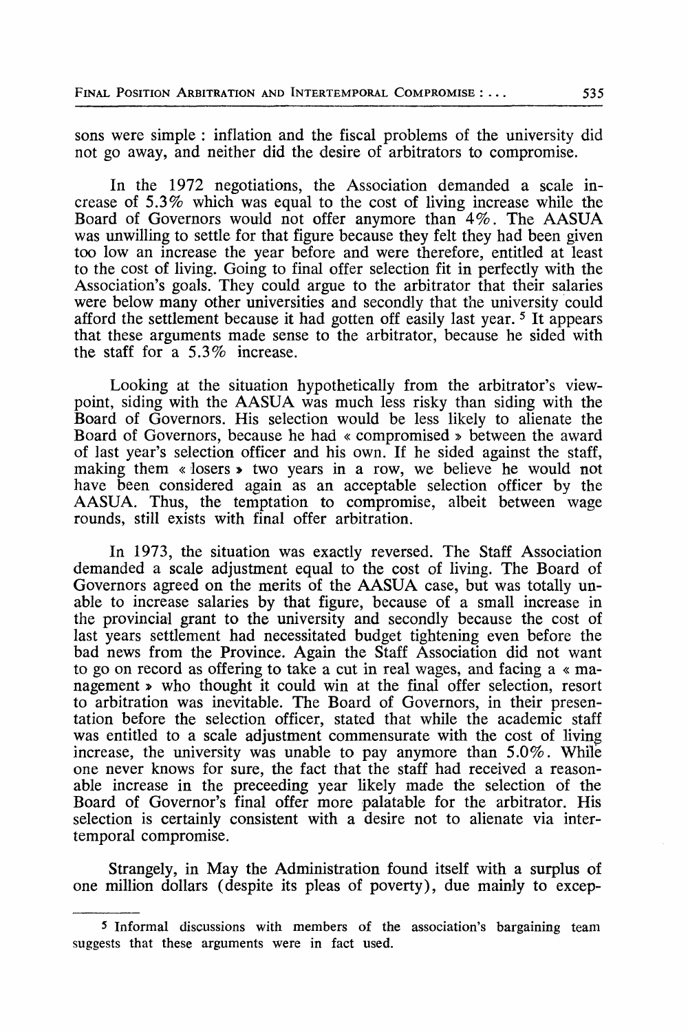sons were simple : inflation and the fiscal problems of the university did not go away, and neither did the desire of arbitrators to compromise.

In the 1972 negotiations, the Association demanded a scale increase of 5.3% which was equal to the cost of living increase while the Board of Governors would not offer anymore than 4%. The AASUA was unwilling to settle for that figure because they felt they had been given too low an increase the year before and were therefore, entitled at least to the cost of living. Going to final offer selection fit in perfectly with the Association's goals. They could argue to the arbitrator that their salaries were below many other universities and secondly that the university could afford the settlement because it had gotten off easily last year. [5] It appears that these arguments made sense to the arbitrator, because he sided with the staff for a 5.3% increase.

Looking at the situation hypothetically from the arbitrator's viewpoint, siding with the AASUA was much less risky than siding with the Board of Governors. His selection would be less likely to alienate the Board of Governors, because he had « compromised » between the award of last year's selection officer and his own. If he sided against the staff, making them « losers » two years in a row, we believe he would not have been considered again as an acceptable selection officer by the AASUA. Thus, the temptation to compromise, albeit between wage rounds, still exists with final offer arbitration.

In 1973, the situation was exactly reversed. The Staff Association demanded a scale adjustment equal to the cost of living. The Board of Governors agreed on the merits of the AASUA case, but was totally unable to increase salaries by that figure, because of a small increase in the provincial grant to the university and secondly because the cost of last years settlement had necessitated budget tightening even before the bad news from the Province. Again the Staff Association did not want to go on record as offering to take a cut in real wages, and facing a « management » who thought it could win at the final offer selection, resort to arbitration was inevitable. The Board of Governors, in their presentation before the selection officer, stated that while the academic staff was entitled to a scale adjustment commensurate with the cost of living increase, the university was unable to pay anymore than 5.0%. While one never knows for sure, the fact that the staff had received a reasonable increase in the preceeding year likely made the selection of the Board of Governor's final offer more palatable for the arbitrator. His selection is certainly consistent with a desire not to alienate via intertemporal compromise.

Strangely, in May the Administration found itself with a surplus of one million dollars (despite its pleas of poverty), due mainly to excep-

---

[5] Informal discussions with members of the association's bargaining team suggests that these arguments were in fact used.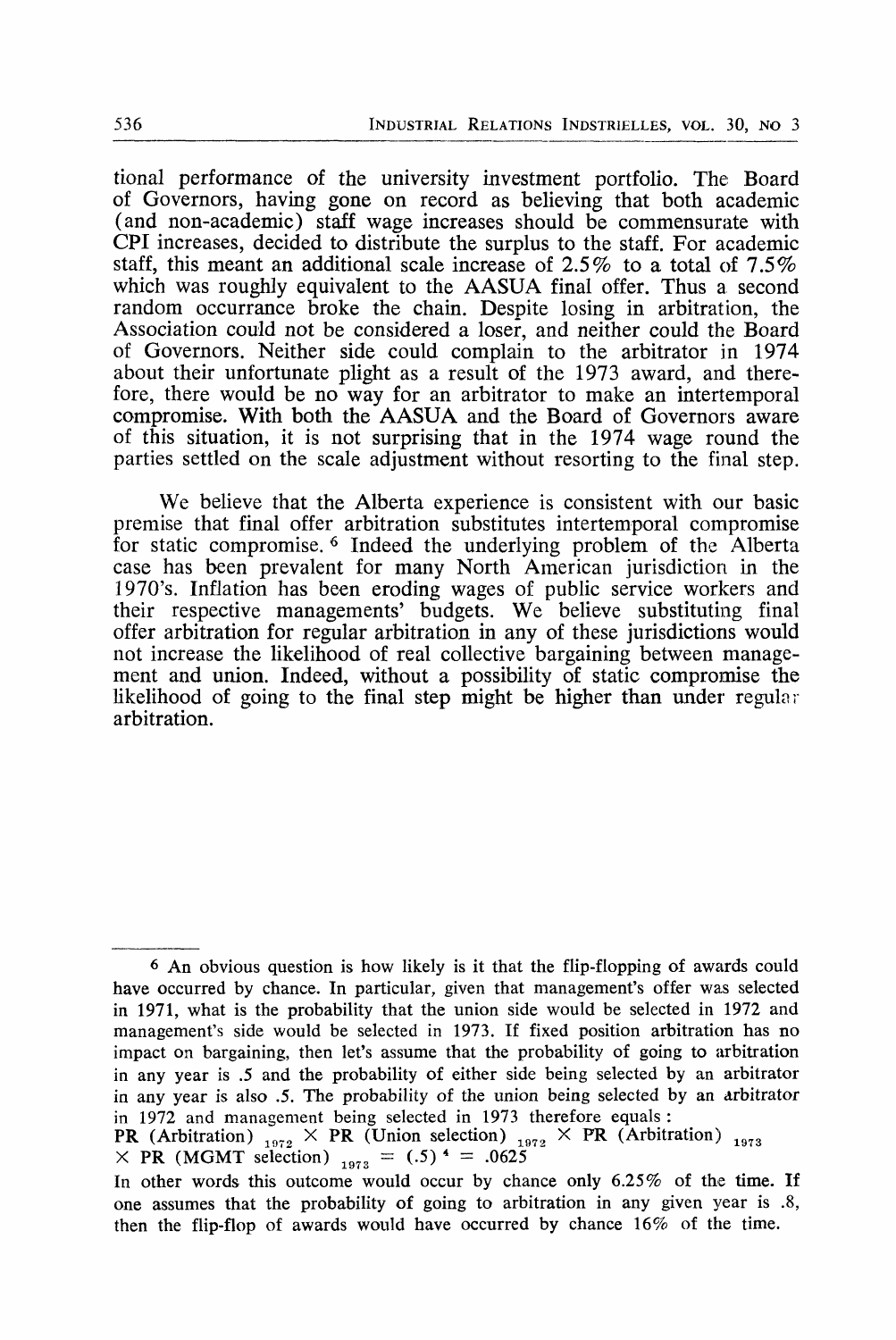tional performance of the university investment portfolio. The Board of Governors, having gone on record as believing that both academic (and non-academic) staff wage increases should be commensurate with CPI increases, decided to distribute the surplus to the staff. For academic staff, this meant an additional scale increase of 2.5% to a total of 7.5% which was roughly equivalent to the AASUA final offer. Thus a second random occurrance broke the chain. Despite losing in arbitration, the Association could not be considered a loser, and neither could the Board of Governors. Neither side could complain to the arbitrator in 1974 about their unfortunate plight as a result of the 1973 award, and therefore, there would be no way for an arbitrator to make an intertemporal compromise. With both the AASUA and the Board of Governors aware of this situation, it is not surprising that in the 1974 wage round the parties settled on the scale adjustment without resorting to the final step.

We believe that the Alberta experience is consistent with our basic premise that final offer arbitration substitutes intertemporal compromise for static compromise. [6] Indeed the underlying problem of the Alberta case has been prevalent for many North American jurisdiction in the 1970's. Inflation has been eroding wages of public service workers and their respective managements' budgets. We believe substituting final offer arbitration for regular arbitration in any of these jurisdictions would not increase the likelihood of real collective bargaining between management and union. Indeed, without a possibility of static compromise the likelihood of going to the final step might be higher than under regular arbitration.

---

[6] An obvious question is how likely is it that the flip-flopping of awards could have occurred by chance. In particular, given that management's offer was selected in 1971, what is the probability that the union side would be selected in 1972 and management's side would be selected in 1973. If fixed position arbitration has no impact on bargaining, then let's assume that the probability of going to arbitration in any year is .5 and the probability of either side being selected by an arbitrator in any year is also .5. The probability of the union being selected by an arbitrator in 1972 and management being selected in 1973 therefore equals:

$$\text{PR (Arbitration)}_{1972} \times \text{PR (Union selection)}_{1972} \times \text{PR (Arbitration)}_{1973} \times \text{PR (MGMT selection)}_{1973} = (.5)^4 = .0625$$

In other words this outcome would occur by chance only 6.25% of the time. If one assumes that the probability of going to arbitration in any given year is .8, then the flip-flop of awards would have occurred by chance 16% of the time.